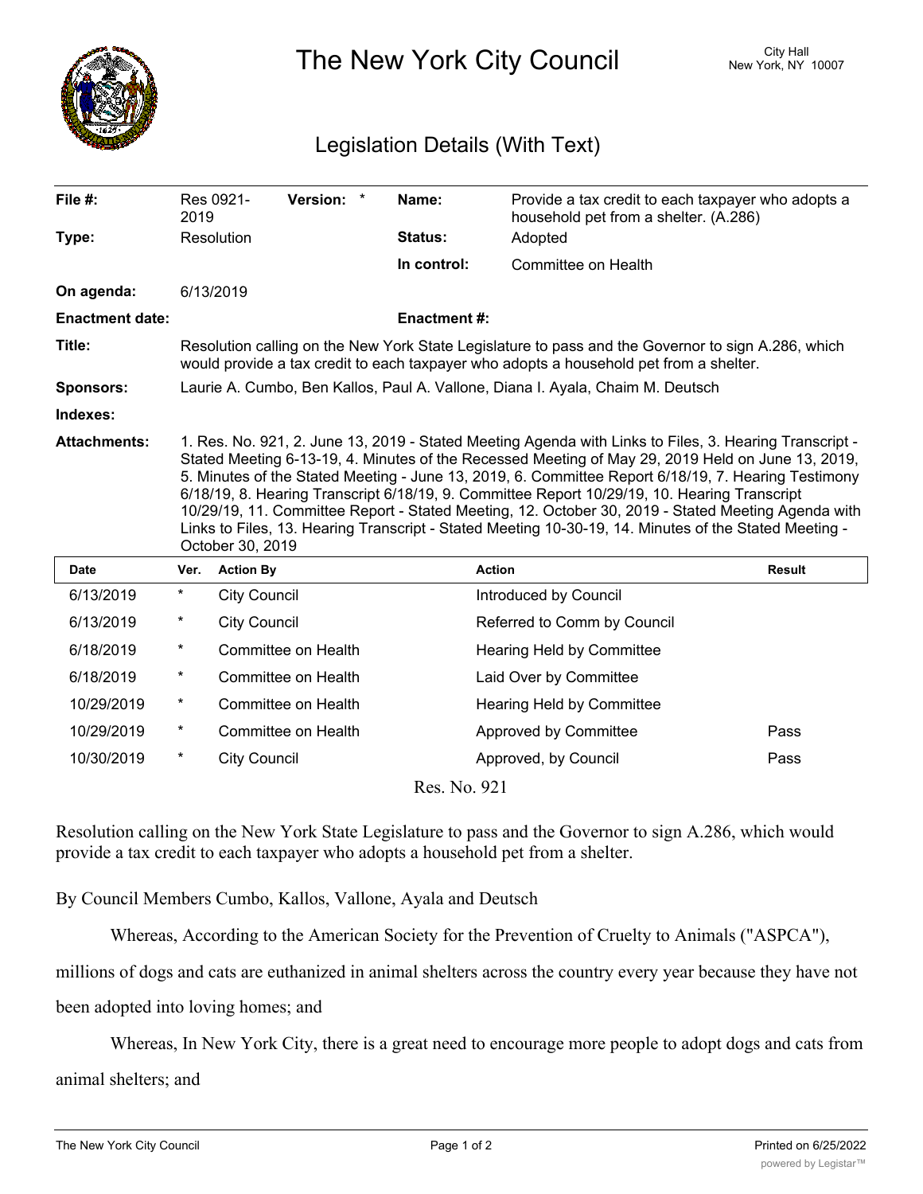# The New York City Council

City Hall
New York, NY 10007

## Legislation Details (With Text)

| | | | | |
|---|---|---|---|---|
| **File #:** | Res 0921-2019 | **Version:** * | **Name:** | Provide a tax credit to each taxpayer who adopts a household pet from a shelter. (A.286) |
| **Type:** | Resolution | | **Status:** | Adopted |
| | | | **In control:** | Committee on Health |
| **On agenda:** | 6/13/2019 | | | |
| **Enactment date:** | | | **Enactment #:** | |

**Title:** Resolution calling on the New York State Legislature to pass and the Governor to sign A.286, which would provide a tax credit to each taxpayer who adopts a household pet from a shelter.

**Sponsors:** Laurie A. Cumbo, Ben Kallos, Paul A. Vallone, Diana I. Ayala, Chaim M. Deutsch

**Indexes:**

**Attachments:** 1. Res. No. 921, 2. June 13, 2019 - Stated Meeting Agenda with Links to Files, 3. Hearing Transcript - Stated Meeting 6-13-19, 4. Minutes of the Recessed Meeting of May 29, 2019 Held on June 13, 2019, 5. Minutes of the Stated Meeting - June 13, 2019, 6. Committee Report 6/18/19, 7. Hearing Testimony 6/18/19, 8. Hearing Transcript 6/18/19, 9. Committee Report 10/29/19, 10. Hearing Transcript 10/29/19, 11. Committee Report - Stated Meeting, 12. October 30, 2019 - Stated Meeting Agenda with Links to Files, 13. Hearing Transcript - Stated Meeting 10-30-19, 14. Minutes of the Stated Meeting - October 30, 2019

| Date | Ver. | Action By | Action | Result |
|---|---|---|---|---|
| 6/13/2019 | * | City Council | Introduced by Council | |
| 6/13/2019 | * | City Council | Referred to Comm by Council | |
| 6/18/2019 | * | Committee on Health | Hearing Held by Committee | |
| 6/18/2019 | * | Committee on Health | Laid Over by Committee | |
| 10/29/2019 | * | Committee on Health | Hearing Held by Committee | |
| 10/29/2019 | * | Committee on Health | Approved by Committee | Pass |
| 10/30/2019 | * | City Council | Approved, by Council | Pass |

Res. No. 921

Resolution calling on the New York State Legislature to pass and the Governor to sign A.286, which would provide a tax credit to each taxpayer who adopts a household pet from a shelter.

By Council Members Cumbo, Kallos, Vallone, Ayala and Deutsch

Whereas, According to the American Society for the Prevention of Cruelty to Animals ("ASPCA"), millions of dogs and cats are euthanized in animal shelters across the country every year because they have not been adopted into loving homes; and

Whereas, In New York City, there is a great need to encourage more people to adopt dogs and cats from animal shelters; and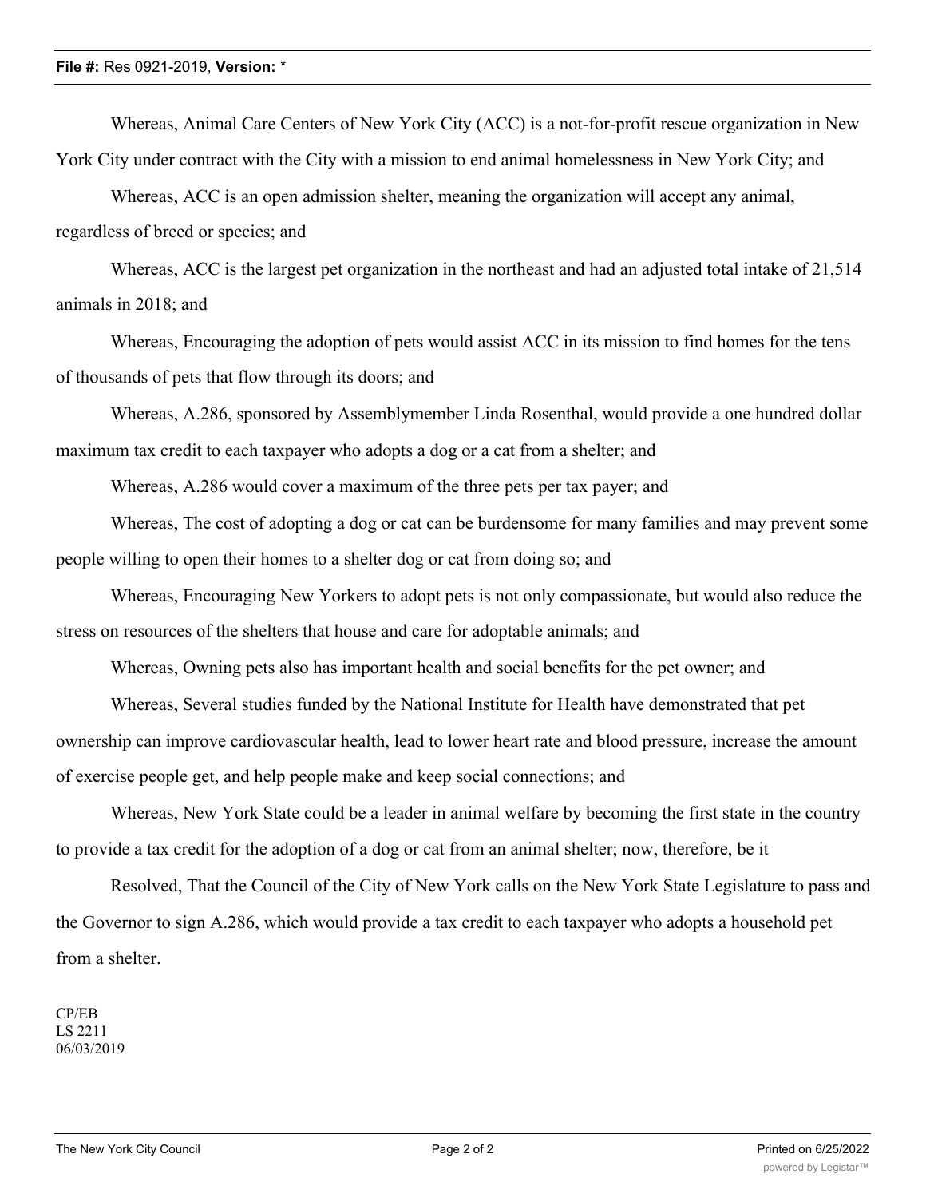Whereas, Animal Care Centers of New York City (ACC) is a not-for-profit rescue organization in New York City under contract with the City with a mission to end animal homelessness in New York City; and

Whereas, ACC is an open admission shelter, meaning the organization will accept any animal, regardless of breed or species; and

Whereas, ACC is the largest pet organization in the northeast and had an adjusted total intake of 21,514 animals in 2018; and

Whereas, Encouraging the adoption of pets would assist ACC in its mission to find homes for the tens of thousands of pets that flow through its doors; and

Whereas, A.286, sponsored by Assemblymember Linda Rosenthal, would provide a one hundred dollar maximum tax credit to each taxpayer who adopts a dog or a cat from a shelter; and

Whereas, A.286 would cover a maximum of the three pets per tax payer; and

Whereas, The cost of adopting a dog or cat can be burdensome for many families and may prevent some people willing to open their homes to a shelter dog or cat from doing so; and

Whereas, Encouraging New Yorkers to adopt pets is not only compassionate, but would also reduce the stress on resources of the shelters that house and care for adoptable animals; and

Whereas, Owning pets also has important health and social benefits for the pet owner; and

Whereas, Several studies funded by the National Institute for Health have demonstrated that pet ownership can improve cardiovascular health, lead to lower heart rate and blood pressure, increase the amount of exercise people get, and help people make and keep social connections; and

Whereas, New York State could be a leader in animal welfare by becoming the first state in the country to provide a tax credit for the adoption of a dog or cat from an animal shelter; now, therefore, be it

Resolved, That the Council of the City of New York calls on the New York State Legislature to pass and the Governor to sign A.286, which would provide a tax credit to each taxpayer who adopts a household pet from a shelter.

CP/EB
LS 2211
06/03/2019